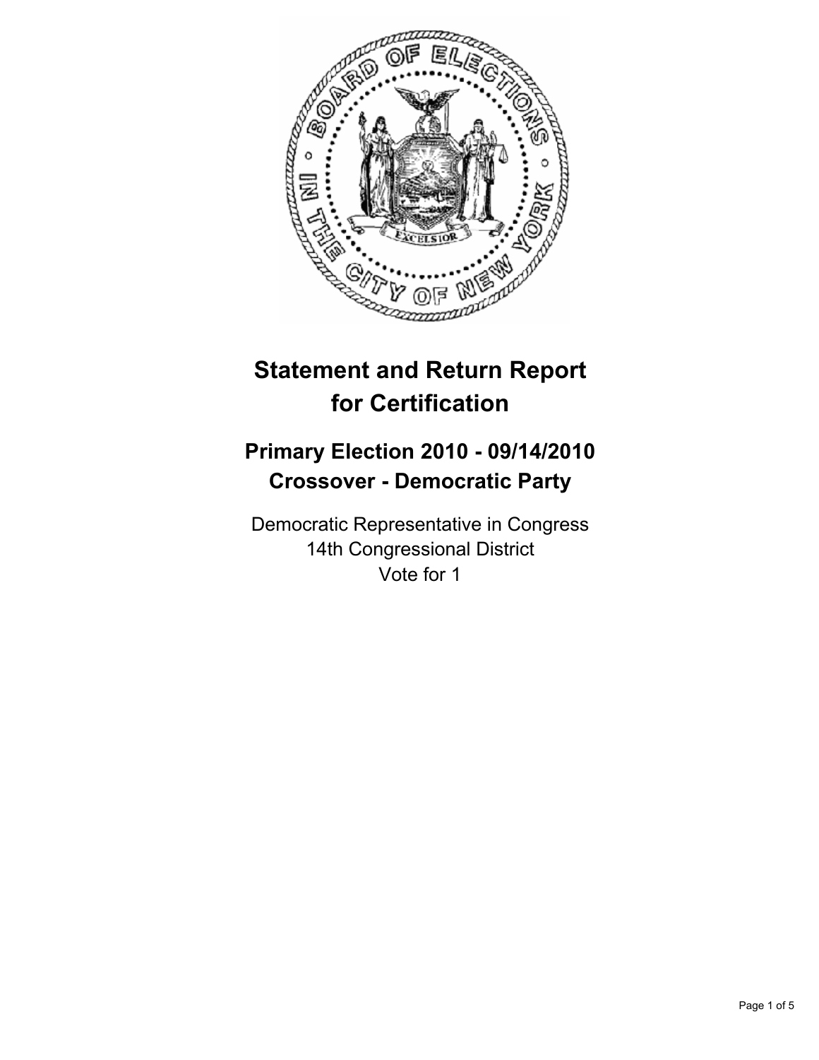# Statement and Return Report for Certification

## Primary Election 2010 - 09/14/2010
## Crossover - Democratic Party

Democratic Representative in Congress
14th Congressional District
Vote for 1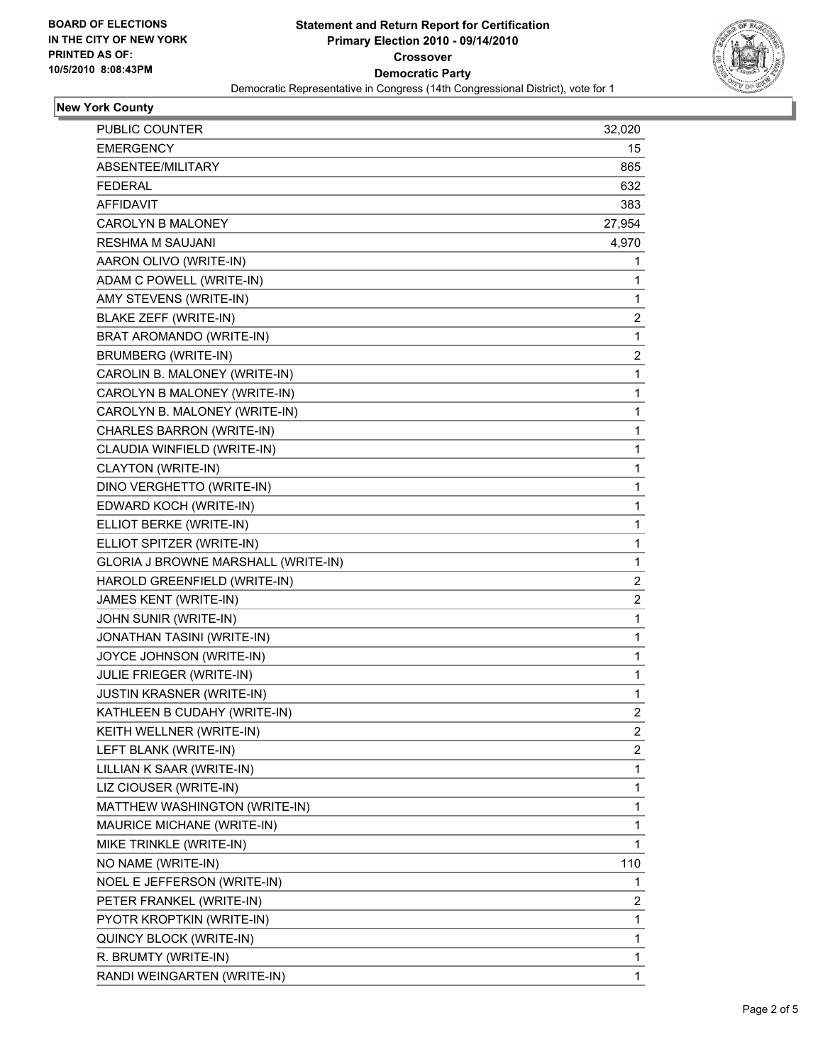**BOARD OF ELECTIONS IN THE CITY OF NEW YORK PRINTED AS OF: 10/5/2010 8:08:43PM**

# Statement and Return Report for Certification
## Primary Election 2010 - 09/14/2010
## Crossover
## Democratic Party
Democratic Representative in Congress (14th Congressional District), vote for 1

### New York County

| | |
|---|---|
| PUBLIC COUNTER | 32,020 |
| EMERGENCY | 15 |
| ABSENTEE/MILITARY | 865 |
| FEDERAL | 632 |
| AFFIDAVIT | 383 |
| CAROLYN B MALONEY | 27,954 |
| RESHMA M SAUJANI | 4,970 |
| AARON OLIVO (WRITE-IN) | 1 |
| ADAM C POWELL (WRITE-IN) | 1 |
| AMY STEVENS (WRITE-IN) | 1 |
| BLAKE ZEFF (WRITE-IN) | 2 |
| BRAT AROMANDO (WRITE-IN) | 1 |
| BRUMBERG (WRITE-IN) | 2 |
| CAROLIN B. MALONEY (WRITE-IN) | 1 |
| CAROLYN B MALONEY (WRITE-IN) | 1 |
| CAROLYN B. MALONEY (WRITE-IN) | 1 |
| CHARLES BARRON (WRITE-IN) | 1 |
| CLAUDIA WINFIELD (WRITE-IN) | 1 |
| CLAYTON (WRITE-IN) | 1 |
| DINO VERGHETTO (WRITE-IN) | 1 |
| EDWARD KOCH (WRITE-IN) | 1 |
| ELLIOT BERKE (WRITE-IN) | 1 |
| ELLIOT SPITZER (WRITE-IN) | 1 |
| GLORIA J BROWNE MARSHALL (WRITE-IN) | 1 |
| HAROLD GREENFIELD (WRITE-IN) | 2 |
| JAMES KENT (WRITE-IN) | 2 |
| JOHN SUNIR (WRITE-IN) | 1 |
| JONATHAN TASINI (WRITE-IN) | 1 |
| JOYCE JOHNSON (WRITE-IN) | 1 |
| JULIE FRIEGER (WRITE-IN) | 1 |
| JUSTIN KRASNER (WRITE-IN) | 1 |
| KATHLEEN B CUDAHY (WRITE-IN) | 2 |
| KEITH WELLNER (WRITE-IN) | 2 |
| LEFT BLANK (WRITE-IN) | 2 |
| LILLIAN K SAAR (WRITE-IN) | 1 |
| LIZ CIOUSER (WRITE-IN) | 1 |
| MATTHEW WASHINGTON (WRITE-IN) | 1 |
| MAURICE MICHANE (WRITE-IN) | 1 |
| MIKE TRINKLE (WRITE-IN) | 1 |
| NO NAME (WRITE-IN) | 110 |
| NOEL E JEFFERSON (WRITE-IN) | 1 |
| PETER FRANKEL (WRITE-IN) | 2 |
| PYOTR KROPTKIN (WRITE-IN) | 1 |
| QUINCY BLOCK (WRITE-IN) | 1 |
| R. BRUMTY (WRITE-IN) | 1 |
| RANDI WEINGARTEN (WRITE-IN) | 1 |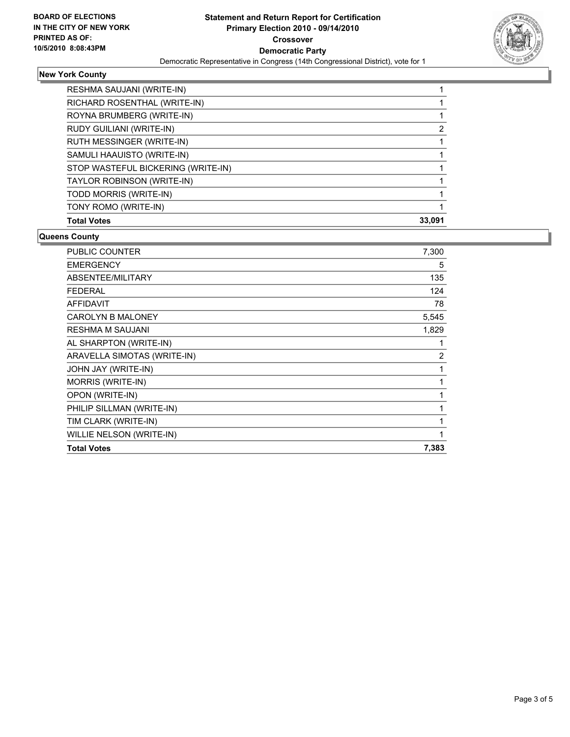**BOARD OF ELECTIONS IN THE CITY OF NEW YORK PRINTED AS OF: 10/5/2010 8:08:43PM**

# Statement and Return Report for Certification
## Primary Election 2010 - 09/14/2010
## Crossover
## Democratic Party

Democratic Representative in Congress (14th Congressional District), vote for 1

### New York County

| | |
|---|---|
| RESHMA SAUJANI (WRITE-IN) | 1 |
| RICHARD ROSENTHAL (WRITE-IN) | 1 |
| ROYNA BRUMBERG (WRITE-IN) | 1 |
| RUDY GUILIANI (WRITE-IN) | 2 |
| RUTH MESSINGER (WRITE-IN) | 1 |
| SAMULI HAAUISTO (WRITE-IN) | 1 |
| STOP WASTEFUL BICKERING (WRITE-IN) | 1 |
| TAYLOR ROBINSON (WRITE-IN) | 1 |
| TODD MORRIS (WRITE-IN) | 1 |
| TONY ROMO (WRITE-IN) | 1 |
| **Total Votes** | **33,091** |

### Queens County

| | |
|---|---|
| PUBLIC COUNTER | 7,300 |
| EMERGENCY | 5 |
| ABSENTEE/MILITARY | 135 |
| FEDERAL | 124 |
| AFFIDAVIT | 78 |
| CAROLYN B MALONEY | 5,545 |
| RESHMA M SAUJANI | 1,829 |
| AL SHARPTON (WRITE-IN) | 1 |
| ARAVELLA SIMOTAS (WRITE-IN) | 2 |
| JOHN JAY (WRITE-IN) | 1 |
| MORRIS (WRITE-IN) | 1 |
| OPON (WRITE-IN) | 1 |
| PHILIP SILLMAN (WRITE-IN) | 1 |
| TIM CLARK (WRITE-IN) | 1 |
| WILLIE NELSON (WRITE-IN) | 1 |
| **Total Votes** | **7,383** |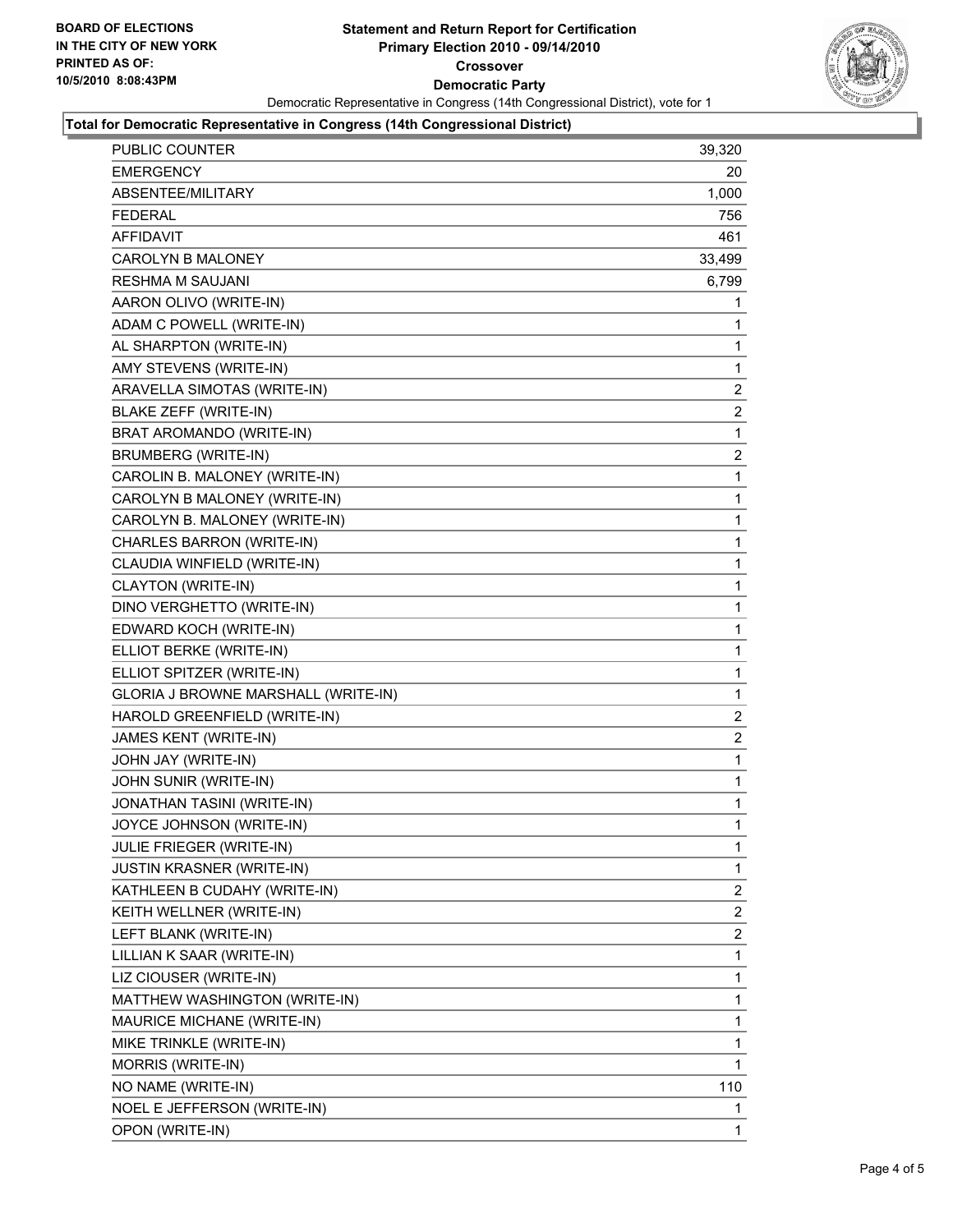**BOARD OF ELECTIONS IN THE CITY OF NEW YORK PRINTED AS OF: 10/5/2010 8:08:43PM**

# Statement and Return Report for Certification
## Primary Election 2010 - 09/14/2010
## Crossover
## Democratic Party

Democratic Representative in Congress (14th Congressional District), vote for 1

### Total for Democratic Representative in Congress (14th Congressional District)

| | |
|---|---|
| PUBLIC COUNTER | 39,320 |
| EMERGENCY | 20 |
| ABSENTEE/MILITARY | 1,000 |
| FEDERAL | 756 |
| AFFIDAVIT | 461 |
| CAROLYN B MALONEY | 33,499 |
| RESHMA M SAUJANI | 6,799 |
| AARON OLIVO (WRITE-IN) | 1 |
| ADAM C POWELL (WRITE-IN) | 1 |
| AL SHARPTON (WRITE-IN) | 1 |
| AMY STEVENS (WRITE-IN) | 1 |
| ARAVELLA SIMOTAS (WRITE-IN) | 2 |
| BLAKE ZEFF (WRITE-IN) | 2 |
| BRAT AROMANDO (WRITE-IN) | 1 |
| BRUMBERG (WRITE-IN) | 2 |
| CAROLIN B. MALONEY (WRITE-IN) | 1 |
| CAROLYN B MALONEY (WRITE-IN) | 1 |
| CAROLYN B. MALONEY (WRITE-IN) | 1 |
| CHARLES BARRON (WRITE-IN) | 1 |
| CLAUDIA WINFIELD (WRITE-IN) | 1 |
| CLAYTON (WRITE-IN) | 1 |
| DINO VERGHETTO (WRITE-IN) | 1 |
| EDWARD KOCH (WRITE-IN) | 1 |
| ELLIOT BERKE (WRITE-IN) | 1 |
| ELLIOT SPITZER (WRITE-IN) | 1 |
| GLORIA J BROWNE MARSHALL (WRITE-IN) | 1 |
| HAROLD GREENFIELD (WRITE-IN) | 2 |
| JAMES KENT (WRITE-IN) | 2 |
| JOHN JAY (WRITE-IN) | 1 |
| JOHN SUNIR (WRITE-IN) | 1 |
| JONATHAN TASINI (WRITE-IN) | 1 |
| JOYCE JOHNSON (WRITE-IN) | 1 |
| JULIE FRIEGER (WRITE-IN) | 1 |
| JUSTIN KRASNER (WRITE-IN) | 1 |
| KATHLEEN B CUDAHY (WRITE-IN) | 2 |
| KEITH WELLNER (WRITE-IN) | 2 |
| LEFT BLANK (WRITE-IN) | 2 |
| LILLIAN K SAAR (WRITE-IN) | 1 |
| LIZ CIOUSER (WRITE-IN) | 1 |
| MATTHEW WASHINGTON (WRITE-IN) | 1 |
| MAURICE MICHANE (WRITE-IN) | 1 |
| MIKE TRINKLE (WRITE-IN) | 1 |
| MORRIS (WRITE-IN) | 1 |
| NO NAME (WRITE-IN) | 110 |
| NOEL E JEFFERSON (WRITE-IN) | 1 |
| OPON (WRITE-IN) | 1 |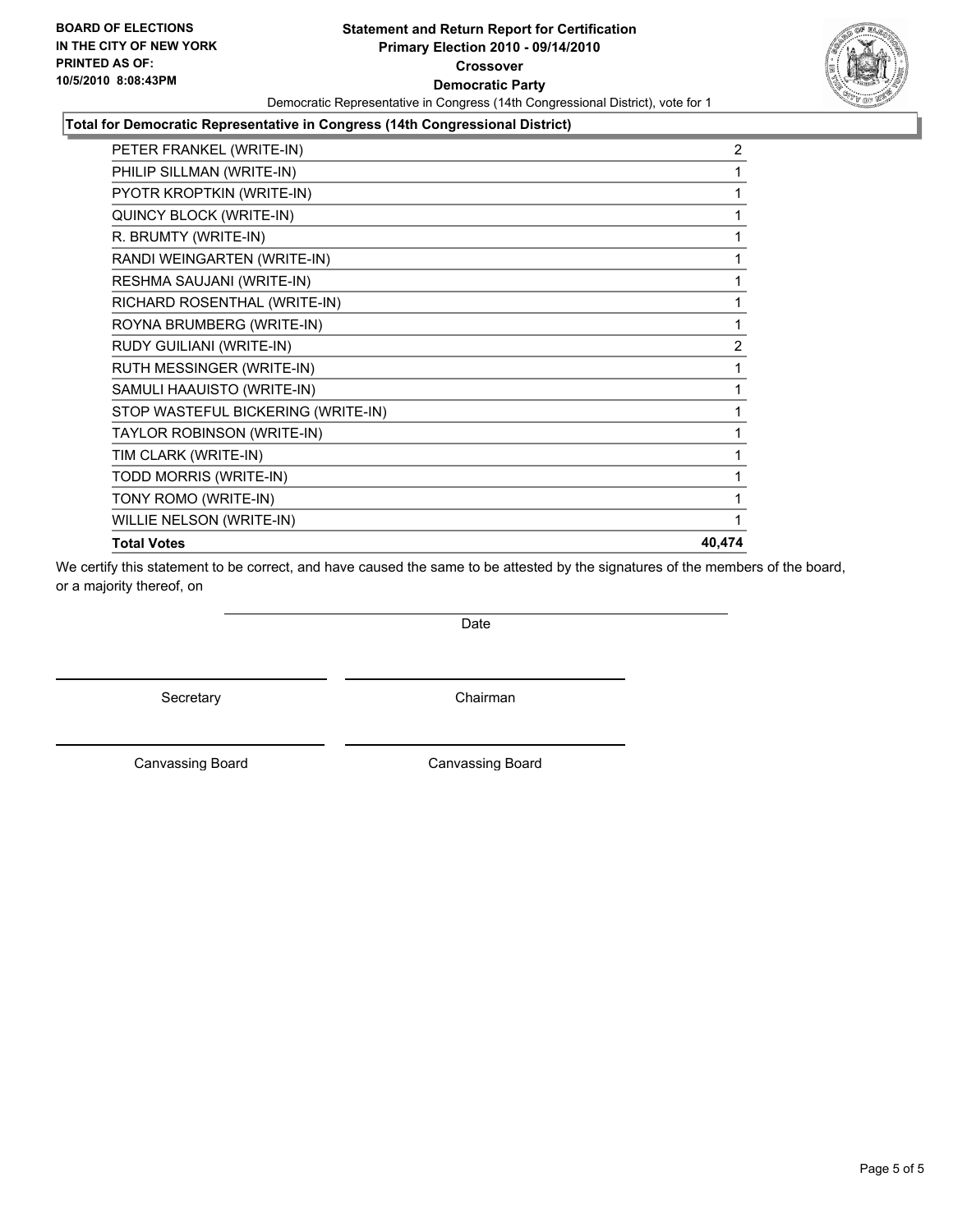**BOARD OF ELECTIONS IN THE CITY OF NEW YORK PRINTED AS OF: 10/5/2010 8:08:43PM**

**Statement and Return Report for Certification Primary Election 2010 - 09/14/2010 Crossover Democratic Party**

Democratic Representative in Congress (14th Congressional District), vote for 1

**Total for Democratic Representative in Congress (14th Congressional District)**

| | |
|---|---|
| PETER FRANKEL (WRITE-IN) | 2 |
| PHILIP SILLMAN (WRITE-IN) | 1 |
| PYOTR KROPTKIN (WRITE-IN) | 1 |
| QUINCY BLOCK (WRITE-IN) | 1 |
| R. BRUMTY (WRITE-IN) | 1 |
| RANDI WEINGARTEN (WRITE-IN) | 1 |
| RESHMA SAUJANI (WRITE-IN) | 1 |
| RICHARD ROSENTHAL (WRITE-IN) | 1 |
| ROYNA BRUMBERG (WRITE-IN) | 1 |
| RUDY GUILIANI (WRITE-IN) | 2 |
| RUTH MESSINGER (WRITE-IN) | 1 |
| SAMULI HAAUISTO (WRITE-IN) | 1 |
| STOP WASTEFUL BICKERING (WRITE-IN) | 1 |
| TAYLOR ROBINSON (WRITE-IN) | 1 |
| TIM CLARK (WRITE-IN) | 1 |
| TODD MORRIS (WRITE-IN) | 1 |
| TONY ROMO (WRITE-IN) | 1 |
| WILLIE NELSON (WRITE-IN) | 1 |
| **Total Votes** | **40,474** |

We certify this statement to be correct, and have caused the same to be attested by the signatures of the members of the board, or a majority thereof, on

Date

Secretary　　　　Chairman

Canvassing Board　　　　Canvassing Board